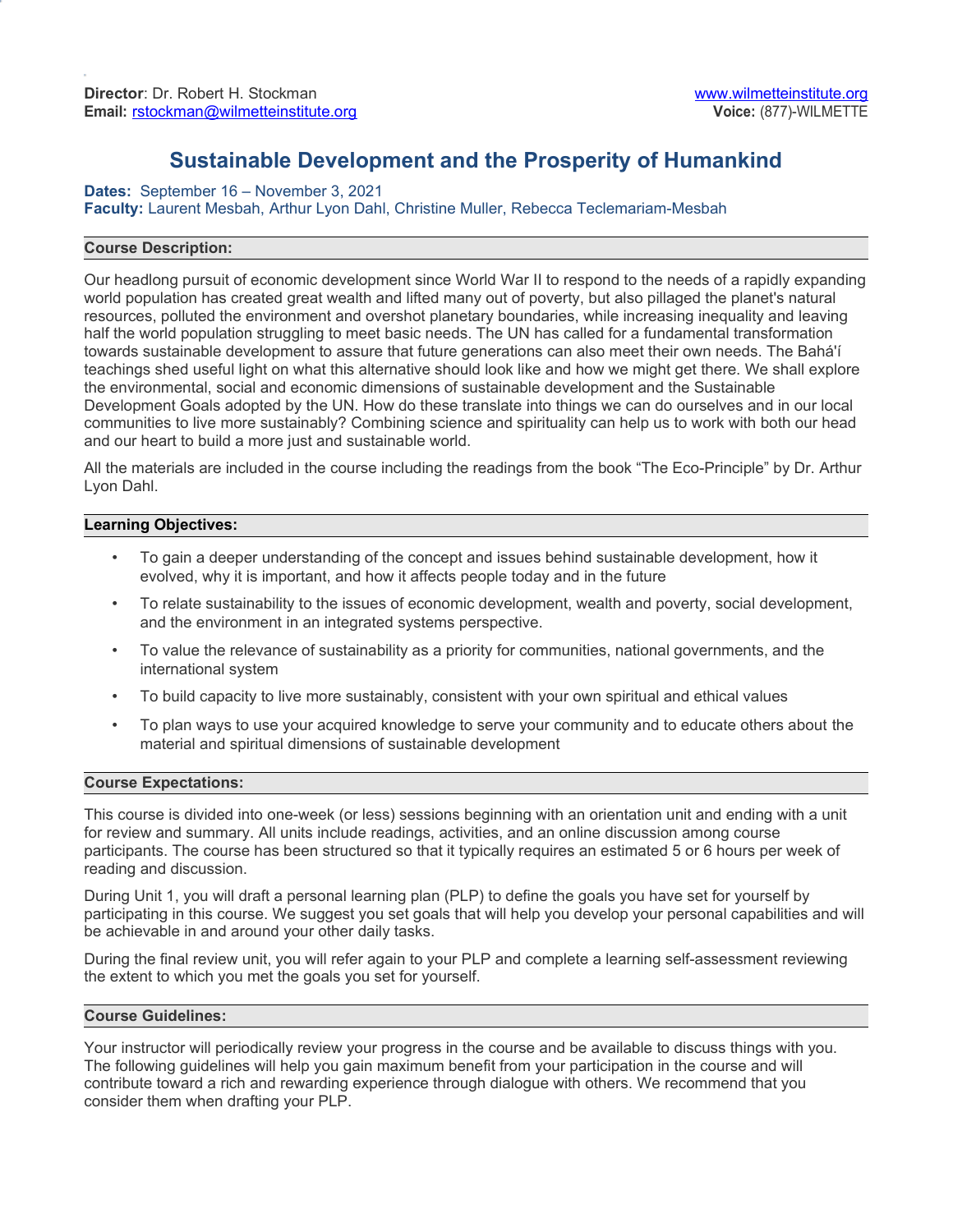**Director**: Dr. Robert H. Stockman
**Email:** rstockman@wilmetteinstitute.org

www.wilmetteinstitute.org
**Voice:** (877)-WILMETTE

# Sustainable Development and the Prosperity of Humankind

**Dates:** September 16 – November 3, 2021
**Faculty:** Laurent Mesbah, Arthur Lyon Dahl, Christine Muller, Rebecca Teclemariam-Mesbah

## Course Description:

Our headlong pursuit of economic development since World War II to respond to the needs of a rapidly expanding world population has created great wealth and lifted many out of poverty, but also pillaged the planet's natural resources, polluted the environment and overshot planetary boundaries, while increasing inequality and leaving half the world population struggling to meet basic needs. The UN has called for a fundamental transformation towards sustainable development to assure that future generations can also meet their own needs. The Bahá'í teachings shed useful light on what this alternative should look like and how we might get there. We shall explore the environmental, social and economic dimensions of sustainable development and the Sustainable Development Goals adopted by the UN. How do these translate into things we can do ourselves and in our local communities to live more sustainably? Combining science and spirituality can help us to work with both our head and our heart to build a more just and sustainable world.

All the materials are included in the course including the readings from the book "The Eco-Principle" by Dr. Arthur Lyon Dahl.

## Learning Objectives:

- To gain a deeper understanding of the concept and issues behind sustainable development, how it evolved, why it is important, and how it affects people today and in the future
- To relate sustainability to the issues of economic development, wealth and poverty, social development, and the environment in an integrated systems perspective.
- To value the relevance of sustainability as a priority for communities, national governments, and the international system
- To build capacity to live more sustainably, consistent with your own spiritual and ethical values
- To plan ways to use your acquired knowledge to serve your community and to educate others about the material and spiritual dimensions of sustainable development

## Course Expectations:

This course is divided into one-week (or less) sessions beginning with an orientation unit and ending with a unit for review and summary. All units include readings, activities, and an online discussion among course participants. The course has been structured so that it typically requires an estimated 5 or 6 hours per week of reading and discussion.

During Unit 1, you will draft a personal learning plan (PLP) to define the goals you have set for yourself by participating in this course. We suggest you set goals that will help you develop your personal capabilities and will be achievable in and around your other daily tasks.

During the final review unit, you will refer again to your PLP and complete a learning self-assessment reviewing the extent to which you met the goals you set for yourself.

## Course Guidelines:

Your instructor will periodically review your progress in the course and be available to discuss things with you. The following guidelines will help you gain maximum benefit from your participation in the course and will contribute toward a rich and rewarding experience through dialogue with others. We recommend that you consider them when drafting your PLP.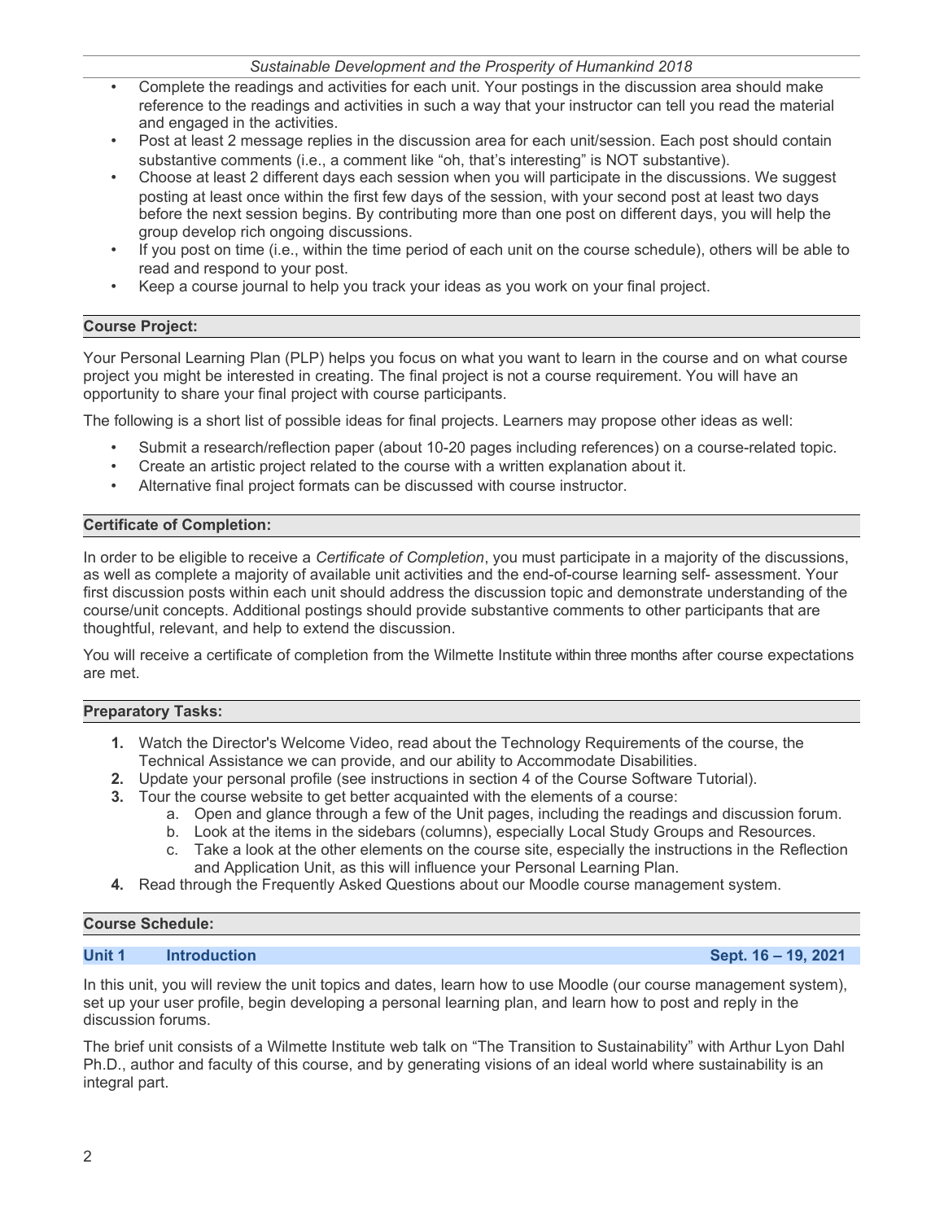- Complete the readings and activities for each unit. Your postings in the discussion area should make reference to the readings and activities in such a way that your instructor can tell you read the material and engaged in the activities.
- Post at least 2 message replies in the discussion area for each unit/session. Each post should contain substantive comments (i.e., a comment like "oh, that's interesting" is NOT substantive).
- Choose at least 2 different days each session when you will participate in the discussions. We suggest posting at least once within the first few days of the session, with your second post at least two days before the next session begins. By contributing more than one post on different days, you will help the group develop rich ongoing discussions.
- If you post on time (i.e., within the time period of each unit on the course schedule), others will be able to read and respond to your post.
- Keep a course journal to help you track your ideas as you work on your final project.

## Course Project:

Your Personal Learning Plan (PLP) helps you focus on what you want to learn in the course and on what course project you might be interested in creating. The final project is not a course requirement. You will have an opportunity to share your final project with course participants.

The following is a short list of possible ideas for final projects. Learners may propose other ideas as well:

- Submit a research/reflection paper (about 10-20 pages including references) on a course-related topic.
- Create an artistic project related to the course with a written explanation about it.
- Alternative final project formats can be discussed with course instructor.

## Certificate of Completion:

In order to be eligible to receive a *Certificate of Completion*, you must participate in a majority of the discussions, as well as complete a majority of available unit activities and the end-of-course learning self- assessment. Your first discussion posts within each unit should address the discussion topic and demonstrate understanding of the course/unit concepts. Additional postings should provide substantive comments to other participants that are thoughtful, relevant, and help to extend the discussion.

You will receive a certificate of completion from the Wilmette Institute within three months after course expectations are met.

## Preparatory Tasks:

1. Watch the Director's Welcome Video, read about the Technology Requirements of the course, the Technical Assistance we can provide, and our ability to Accommodate Disabilities.
2. Update your personal profile (see instructions in section 4 of the Course Software Tutorial).
3. Tour the course website to get better acquainted with the elements of a course:
    a. Open and glance through a few of the Unit pages, including the readings and discussion forum.
    b. Look at the items in the sidebars (columns), especially Local Study Groups and Resources.
    c. Take a look at the other elements on the course site, especially the instructions in the Reflection and Application Unit, as this will influence your Personal Learning Plan.
4. Read through the Frequently Asked Questions about our Moodle course management system.

## Course Schedule:

### Unit 1 Introduction Sept. 16 – 19, 2021

In this unit, you will review the unit topics and dates, learn how to use Moodle (our course management system), set up your user profile, begin developing a personal learning plan, and learn how to post and reply in the discussion forums.

The brief unit consists of a Wilmette Institute web talk on "The Transition to Sustainability" with Arthur Lyon Dahl Ph.D., author and faculty of this course, and by generating visions of an ideal world where sustainability is an integral part.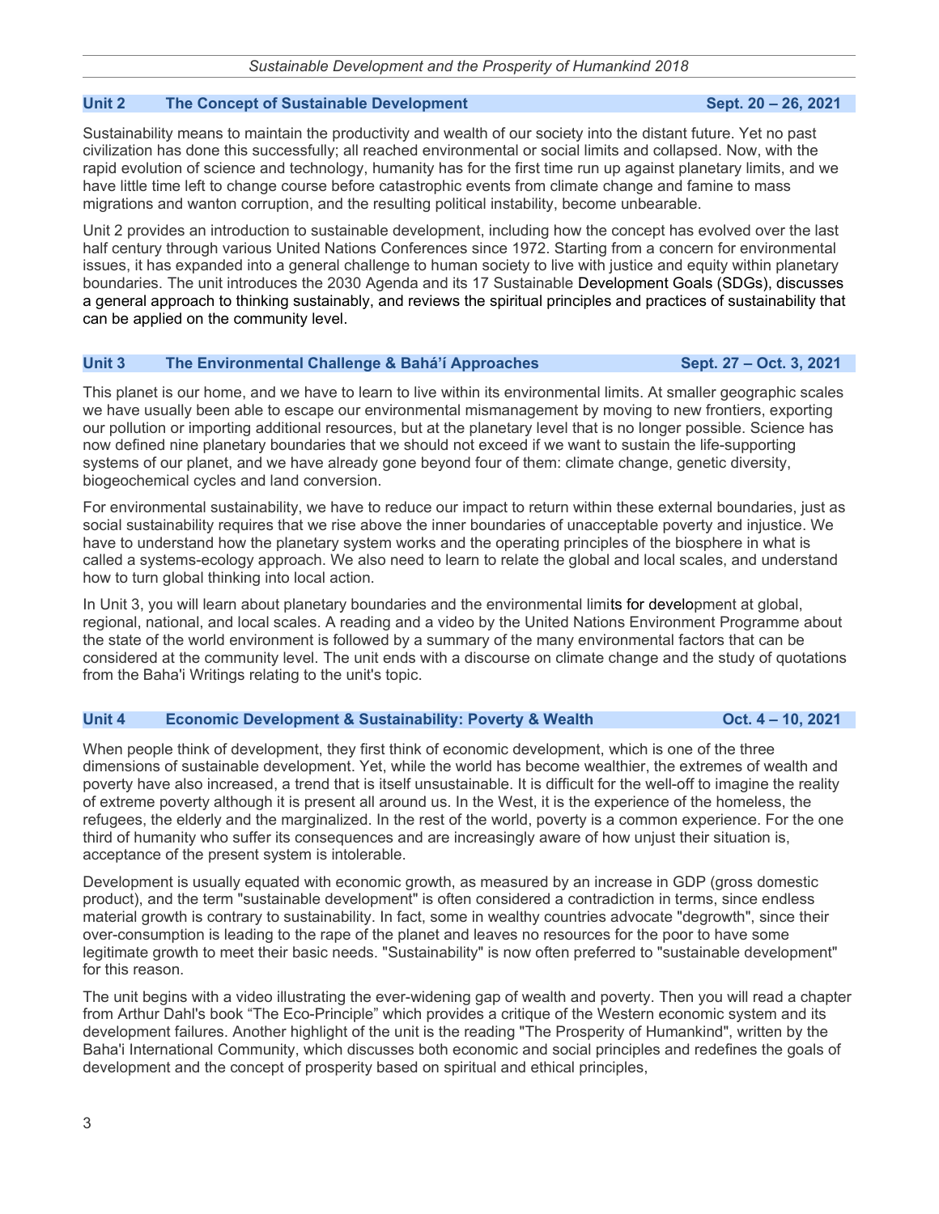## Unit 2 The Concept of Sustainable Development Sept. 20 – 26, 2021

Sustainability means to maintain the productivity and wealth of our society into the distant future. Yet no past civilization has done this successfully; all reached environmental or social limits and collapsed. Now, with the rapid evolution of science and technology, humanity has for the first time run up against planetary limits, and we have little time left to change course before catastrophic events from climate change and famine to mass migrations and wanton corruption, and the resulting political instability, become unbearable.

Unit 2 provides an introduction to sustainable development, including how the concept has evolved over the last half century through various United Nations Conferences since 1972. Starting from a concern for environmental issues, it has expanded into a general challenge to human society to live with justice and equity within planetary boundaries. The unit introduces the 2030 Agenda and its 17 Sustainable Development Goals (SDGs), discusses a general approach to thinking sustainably, and reviews the spiritual principles and practices of sustainability that can be applied on the community level.

## Unit 3 The Environmental Challenge & Bahá'í Approaches Sept. 27 – Oct. 3, 2021

This planet is our home, and we have to learn to live within its environmental limits. At smaller geographic scales we have usually been able to escape our environmental mismanagement by moving to new frontiers, exporting our pollution or importing additional resources, but at the planetary level that is no longer possible. Science has now defined nine planetary boundaries that we should not exceed if we want to sustain the life-supporting systems of our planet, and we have already gone beyond four of them: climate change, genetic diversity, biogeochemical cycles and land conversion.

For environmental sustainability, we have to reduce our impact to return within these external boundaries, just as social sustainability requires that we rise above the inner boundaries of unacceptable poverty and injustice. We have to understand how the planetary system works and the operating principles of the biosphere in what is called a systems-ecology approach. We also need to learn to relate the global and local scales, and understand how to turn global thinking into local action.

In Unit 3, you will learn about planetary boundaries and the environmental limits for development at global, regional, national, and local scales. A reading and a video by the United Nations Environment Programme about the state of the world environment is followed by a summary of the many environmental factors that can be considered at the community level. The unit ends with a discourse on climate change and the study of quotations from the Baha'i Writings relating to the unit's topic.

## Unit 4 Economic Development & Sustainability: Poverty & Wealth Oct. 4 – 10, 2021

When people think of development, they first think of economic development, which is one of the three dimensions of sustainable development. Yet, while the world has become wealthier, the extremes of wealth and poverty have also increased, a trend that is itself unsustainable. It is difficult for the well-off to imagine the reality of extreme poverty although it is present all around us. In the West, it is the experience of the homeless, the refugees, the elderly and the marginalized. In the rest of the world, poverty is a common experience. For the one third of humanity who suffer its consequences and are increasingly aware of how unjust their situation is, acceptance of the present system is intolerable.

Development is usually equated with economic growth, as measured by an increase in GDP (gross domestic product), and the term "sustainable development" is often considered a contradiction in terms, since endless material growth is contrary to sustainability. In fact, some in wealthy countries advocate "degrowth", since their over-consumption is leading to the rape of the planet and leaves no resources for the poor to have some legitimate growth to meet their basic needs. "Sustainability" is now often preferred to "sustainable development" for this reason.

The unit begins with a video illustrating the ever-widening gap of wealth and poverty. Then you will read a chapter from Arthur Dahl's book "The Eco-Principle" which provides a critique of the Western economic system and its development failures. Another highlight of the unit is the reading "The Prosperity of Humankind", written by the Baha'i International Community, which discusses both economic and social principles and redefines the goals of development and the concept of prosperity based on spiritual and ethical principles,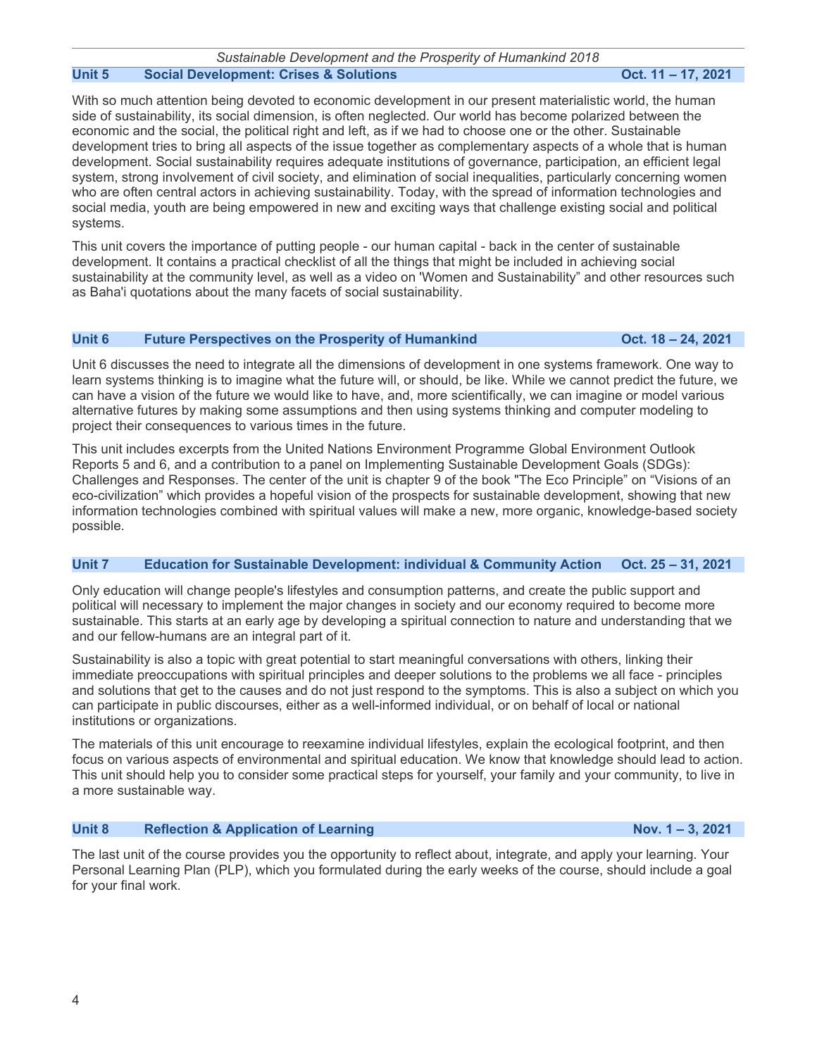## Unit 5 Social Development: Crises & Solutions — Oct. 11 – 17, 2021

With so much attention being devoted to economic development in our present materialistic world, the human side of sustainability, its social dimension, is often neglected. Our world has become polarized between the economic and the social, the political right and left, as if we had to choose one or the other. Sustainable development tries to bring all aspects of the issue together as complementary aspects of a whole that is human development. Social sustainability requires adequate institutions of governance, participation, an efficient legal system, strong involvement of civil society, and elimination of social inequalities, particularly concerning women who are often central actors in achieving sustainability. Today, with the spread of information technologies and social media, youth are being empowered in new and exciting ways that challenge existing social and political systems.

This unit covers the importance of putting people - our human capital - back in the center of sustainable development. It contains a practical checklist of all the things that might be included in achieving social sustainability at the community level, as well as a video on 'Women and Sustainability" and other resources such as Baha'i quotations about the many facets of social sustainability.

## Unit 6 Future Perspectives on the Prosperity of Humankind — Oct. 18 – 24, 2021

Unit 6 discusses the need to integrate all the dimensions of development in one systems framework. One way to learn systems thinking is to imagine what the future will, or should, be like. While we cannot predict the future, we can have a vision of the future we would like to have, and, more scientifically, we can imagine or model various alternative futures by making some assumptions and then using systems thinking and computer modeling to project their consequences to various times in the future.

This unit includes excerpts from the United Nations Environment Programme Global Environment Outlook Reports 5 and 6, and a contribution to a panel on Implementing Sustainable Development Goals (SDGs): Challenges and Responses. The center of the unit is chapter 9 of the book "The Eco Principle" on "Visions of an eco-civilization" which provides a hopeful vision of the prospects for sustainable development, showing that new information technologies combined with spiritual values will make a new, more organic, knowledge-based society possible.

## Unit 7 Education for Sustainable Development: individual & Community Action — Oct. 25 – 31, 2021

Only education will change people's lifestyles and consumption patterns, and create the public support and political will necessary to implement the major changes in society and our economy required to become more sustainable. This starts at an early age by developing a spiritual connection to nature and understanding that we and our fellow-humans are an integral part of it.

Sustainability is also a topic with great potential to start meaningful conversations with others, linking their immediate preoccupations with spiritual principles and deeper solutions to the problems we all face - principles and solutions that get to the causes and do not just respond to the symptoms. This is also a subject on which you can participate in public discourses, either as a well-informed individual, or on behalf of local or national institutions or organizations.

The materials of this unit encourage to reexamine individual lifestyles, explain the ecological footprint, and then focus on various aspects of environmental and spiritual education. We know that knowledge should lead to action. This unit should help you to consider some practical steps for yourself, your family and your community, to live in a more sustainable way.

## Unit 8 Reflection & Application of Learning — Nov. 1 – 3, 2021

The last unit of the course provides you the opportunity to reflect about, integrate, and apply your learning. Your Personal Learning Plan (PLP), which you formulated during the early weeks of the course, should include a goal for your final work.